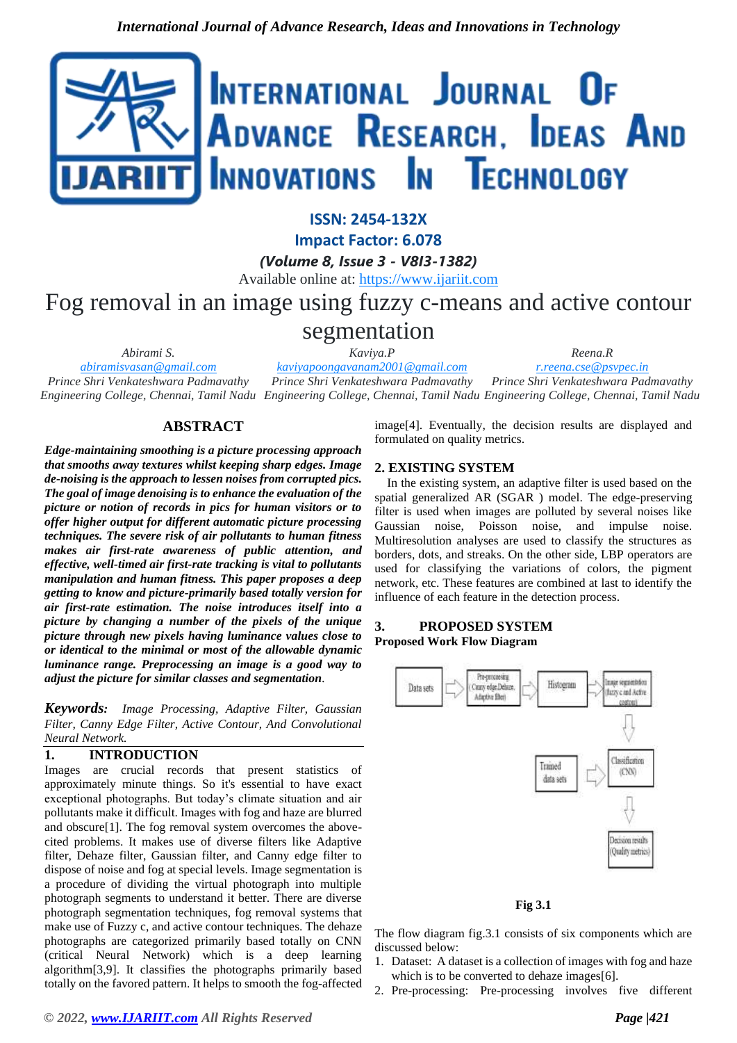# Fog removal in an image using fuzzy c-means and active contour segmentation

*Abirami S.*
*abiramisvasan@gmail.com*
*Prince Shri Venkateshwara Padmavathy Engineering College, Chennai, Tamil Nadu*

*Kaviya.P*
*kaviyapoongavanam2001@gmail.com*
*Prince Shri Venkateshwara Padmavathy Engineering College, Chennai, Tamil Nadu*

*Reena.R*
*r.reena.cse@psvpec.in*
*Prince Shri Venkateshwara Padmavathy Engineering College, Chennai, Tamil Nadu*

## ABSTRACT

***Edge-maintaining smoothing is a picture processing approach that smooths away textures whilst keeping sharp edges. Image de-noising is the approach to lessen noises from corrupted pics. The goal of image denoising is to enhance the evaluation of the picture or notion of records in pics for human visitors or to offer higher output for different automatic picture processing techniques. The severe risk of air pollutants to human fitness makes air first-rate awareness of public attention, and effective, well-timed air first-rate tracking is vital to pollutants manipulation and human fitness. This paper proposes a deep getting to know and picture-primarily based totally version for air first-rate estimation. The noise introduces itself into a picture by changing a number of the pixels of the unique picture through new pixels having luminance values close to or identical to the minimal or most of the allowable dynamic luminance range. Preprocessing an image is a good way to adjust the picture for similar classes and segmentation.***

***Keywords:*** *Image Processing, Adaptive Filter, Gaussian Filter, Canny Edge Filter, Active Contour, And Convolutional Neural Network.*

## 1. INTRODUCTION

Images are crucial records that present statistics of approximately minute things. So it's essential to have exact exceptional photographs. But today's climate situation and air pollutants make it difficult. Images with fog and haze are blurred and obscure[1]. The fog removal system overcomes the above-cited problems. It makes use of diverse filters like Adaptive filter, Dehaze filter, Gaussian filter, and Canny edge filter to dispose of noise and fog at special levels. Image segmentation is a procedure of dividing the virtual photograph into multiple photograph segments to understand it better. There are diverse photograph segmentation techniques, fog removal systems that make use of Fuzzy c, and active contour techniques. The dehaze photographs are categorized primarily based totally on CNN (critical Neural Network) which is a deep learning algorithm[3,9]. It classifies the photographs primarily based totally on the favored pattern. It helps to smooth the fog-affected image[4]. Eventually, the decision results are displayed and formulated on quality metrics.

## 2. EXISTING SYSTEM

In the existing system, an adaptive filter is used based on the spatial generalized AR (SGAR ) model. The edge-preserving filter is used when images are polluted by several noises like Gaussian noise, Poisson noise, and impulse noise. Multiresolution analyses are used to classify the structures as borders, dots, and streaks. On the other side, LBP operators are used for classifying the variations of colors, the pigment network, etc. These features are combined at last to identify the influence of each feature in the detection process.

## 3. PROPOSED SYSTEM

**Proposed Work Flow Diagram**

Data sets → Pre-processing (Canny edge, Dehaze, Adaptive filter) → Histogram → Image segmentation (fuzzy c and Active contour) → Classification (CNN) ← Trained data sets → Decision results (Quality metrics)

**Fig 3.1**

The flow diagram fig.3.1 consists of six components which are discussed below:

1. Dataset: A dataset is a collection of images with fog and haze which is to be converted to dehaze images[6].
2. Pre-processing: Pre-processing involves five different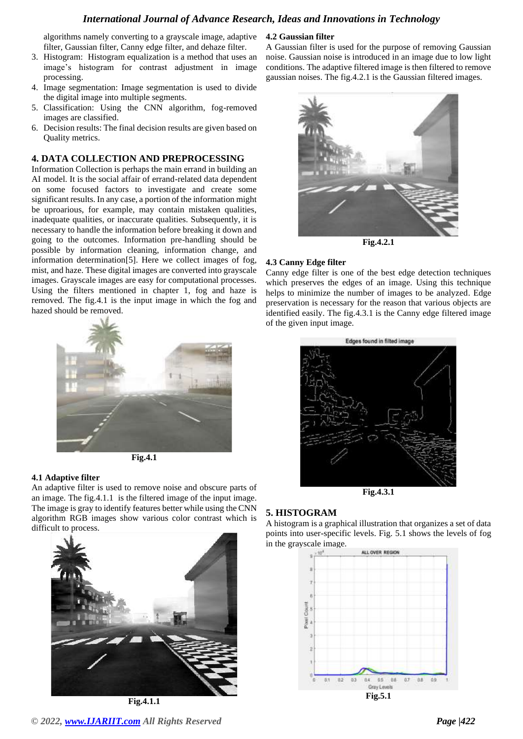algorithms namely converting to a grayscale image, adaptive filter, Gaussian filter, Canny edge filter, and dehaze filter.

3. Histogram: Histogram equalization is a method that uses an image's histogram for contrast adjustment in image processing.
4. Image segmentation: Image segmentation is used to divide the digital image into multiple segments.
5. Classification: Using the CNN algorithm, fog-removed images are classified.
6. Decision results: The final decision results are given based on Quality metrics.

## 4. DATA COLLECTION AND PREPROCESSING

Information Collection is perhaps the main errand in building an AI model. It is the social affair of errand-related data dependent on some focused factors to investigate and create some significant results. In any case, a portion of the information might be uproarious, for example, may contain mistaken qualities, inadequate qualities, or inaccurate qualities. Subsequently, it is necessary to handle the information before breaking it down and going to the outcomes. Information pre-handling should be possible by information cleaning, information change, and information determination[5]. Here we collect images of fog, mist, and haze. These digital images are converted into grayscale images. Grayscale images are easy for computational processes. Using the filters mentioned in chapter 1, fog and haze is removed. The fig.4.1 is the input image in which the fog and hazed should be removed.

**Fig.4.1**

### 4.1 Adaptive filter

An adaptive filter is used to remove noise and obscure parts of an image. The fig.4.1.1 is the filtered image of the input image. The image is gray to identify features better while using the CNN algorithm RGB images show various color contrast which is difficult to process.

**Fig.4.1.1**

### 4.2 Gaussian filter

A Gaussian filter is used for the purpose of removing Gaussian noise. Gaussian noise is introduced in an image due to low light conditions. The adaptive filtered image is then filtered to remove gaussian noises. The fig.4.2.1 is the Gaussian filtered images.

**Fig.4.2.1**

### 4.3 Canny Edge filter

Canny edge filter is one of the best edge detection techniques which preserves the edges of an image. Using this technique helps to minimize the number of images to be analyzed. Edge preservation is necessary for the reason that various objects are identified easily. The fig.4.3.1 is the Canny edge filtered image of the given input image.

**Fig.4.3.1**

## 5. HISTOGRAM

A histogram is a graphical illustration that organizes a set of data points into user-specific levels. Fig. 5.1 shows the levels of fog in the grayscale image.

**Fig.5.1**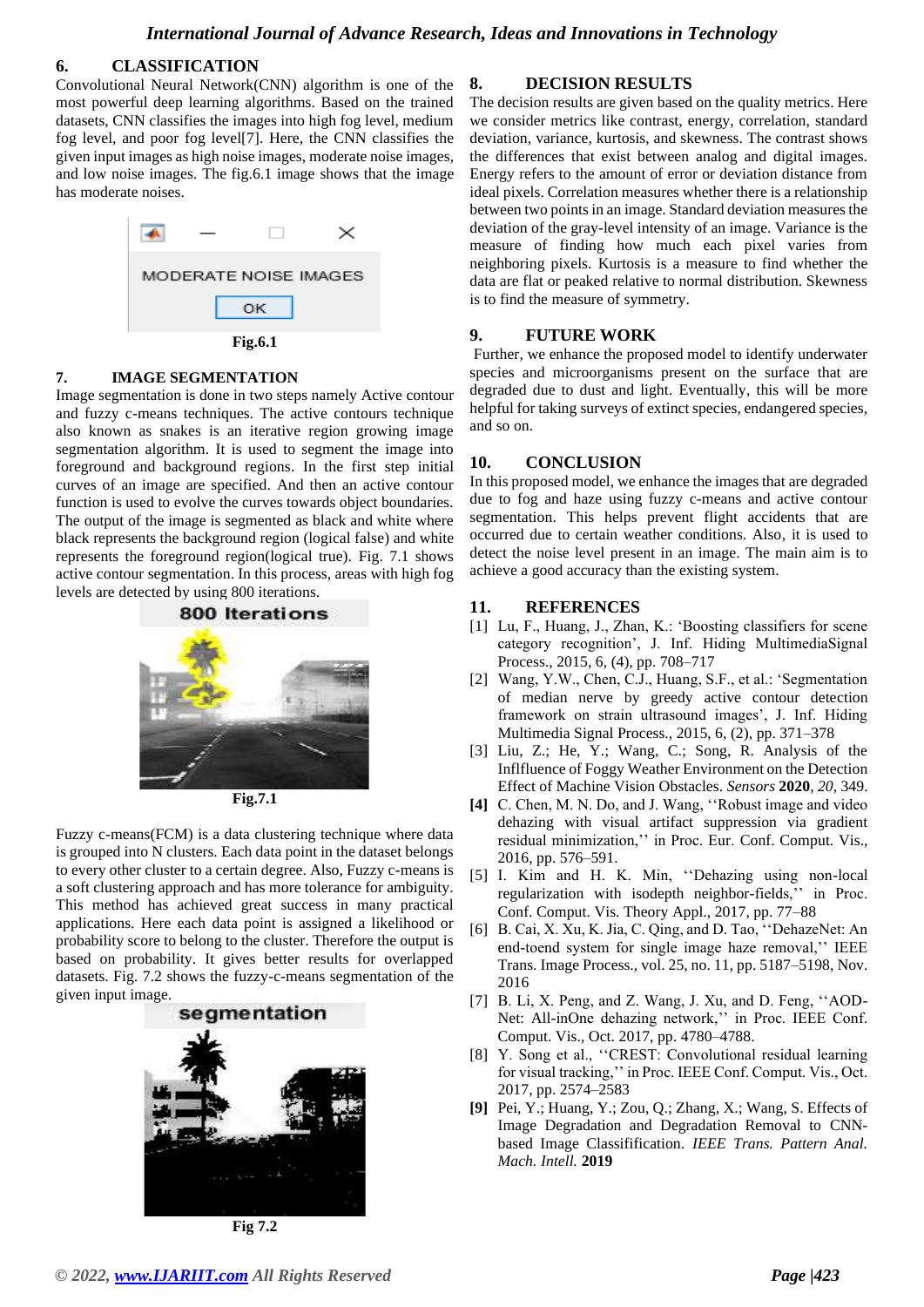## 6. CLASSIFICATION

Convolutional Neural Network(CNN) algorithm is one of the most powerful deep learning algorithms. Based on the trained datasets, CNN classifies the images into high fog level, medium fog level, and poor fog level[7]. Here, the CNN classifies the given input images as high noise images, moderate noise images, and low noise images. The fig.6.1 image shows that the image has moderate noises.

MODERATE NOISE IMAGES

OK

**Fig.6.1**

## 7. IMAGE SEGMENTATION

Image segmentation is done in two steps namely Active contour and fuzzy c-means techniques. The active contours technique also known as snakes is an iterative region growing image segmentation algorithm. It is used to segment the image into foreground and background regions. In the first step initial curves of an image are specified. And then an active contour function is used to evolve the curves towards object boundaries. The output of the image is segmented as black and white where black represents the background region (logical false) and white represents the foreground region(logical true). Fig. 7.1 shows active contour segmentation. In this process, areas with high fog levels are detected by using 800 iterations.

800 Iterations

**Fig.7.1**

Fuzzy c-means(FCM) is a data clustering technique where data is grouped into N clusters. Each data point in the dataset belongs to every other cluster to a certain degree. Also, Fuzzy c-means is a soft clustering approach and has more tolerance for ambiguity. This method has achieved great success in many practical applications. Here each data point is assigned a likelihood or probability score to belong to the cluster. Therefore the output is based on probability. It gives better results for overlapped datasets. Fig. 7.2 shows the fuzzy-c-means segmentation of the given input image.

segmentation

**Fig 7.2**

## 8. DECISION RESULTS

The decision results are given based on the quality metrics. Here we consider metrics like contrast, energy, correlation, standard deviation, variance, kurtosis, and skewness. The contrast shows the differences that exist between analog and digital images. Energy refers to the amount of error or deviation distance from ideal pixels. Correlation measures whether there is a relationship between two points in an image. Standard deviation measures the deviation of the gray-level intensity of an image. Variance is the measure of finding how much each pixel varies from neighboring pixels. Kurtosis is a measure to find whether the data are flat or peaked relative to normal distribution. Skewness is to find the measure of symmetry.

## 9. FUTURE WORK

Further, we enhance the proposed model to identify underwater species and microorganisms present on the surface that are degraded due to dust and light. Eventually, this will be more helpful for taking surveys of extinct species, endangered species, and so on.

## 10. CONCLUSION

In this proposed model, we enhance the images that are degraded due to fog and haze using fuzzy c-means and active contour segmentation. This helps prevent flight accidents that are occurred due to certain weather conditions. Also, it is used to detect the noise level present in an image. The main aim is to achieve a good accuracy than the existing system.

## 11. REFERENCES

[1] Lu, F., Huang, J., Zhan, K.: 'Boosting classifiers for scene category recognition', J. Inf. Hiding MultimediaSignal Process., 2015, 6, (4), pp. 708–717

[2] Wang, Y.W., Chen, C.J., Huang, S.F., et al.: 'Segmentation of median nerve by greedy active contour detection framework on strain ultrasound images', J. Inf. Hiding Multimedia Signal Process., 2015, 6, (2), pp. 371–378

[3] Liu, Z.; He, Y.; Wang, C.; Song, R. Analysis of the Inflfluence of Foggy Weather Environment on the Detection Effect of Machine Vision Obstacles. *Sensors* **2020**, *20,* 349.

**[4]** C. Chen, M. N. Do, and J. Wang, ''Robust image and video dehazing with visual artifact suppression via gradient residual minimization,'' in Proc. Eur. Conf. Comput. Vis., 2016, pp. 576–591.

[5] I. Kim and H. K. Min, ''Dehazing using non-local regularization with isodepth neighbor-fields,'' in Proc. Conf. Comput. Vis. Theory Appl., 2017, pp. 77–88

[6] B. Cai, X. Xu, K. Jia, C. Qing, and D. Tao, ''DehazeNet: An end-toend system for single image haze removal,'' IEEE Trans. Image Process., vol. 25, no. 11, pp. 5187–5198, Nov. 2016

[7] B. Li, X. Peng, and Z. Wang, J. Xu, and D. Feng, ''AOD-Net: All-inOne dehazing network,'' in Proc. IEEE Conf. Comput. Vis., Oct. 2017, pp. 4780–4788.

[8] Y. Song et al., ''CREST: Convolutional residual learning for visual tracking,'' in Proc. IEEE Conf. Comput. Vis., Oct. 2017, pp. 2574–2583

**[9]** Pei, Y.; Huang, Y.; Zou, Q.; Zhang, X.; Wang, S. Effects of Image Degradation and Degradation Removal to CNN-based Image Classification. *IEEE Trans. Pattern Anal. Mach. Intell.* **2019**